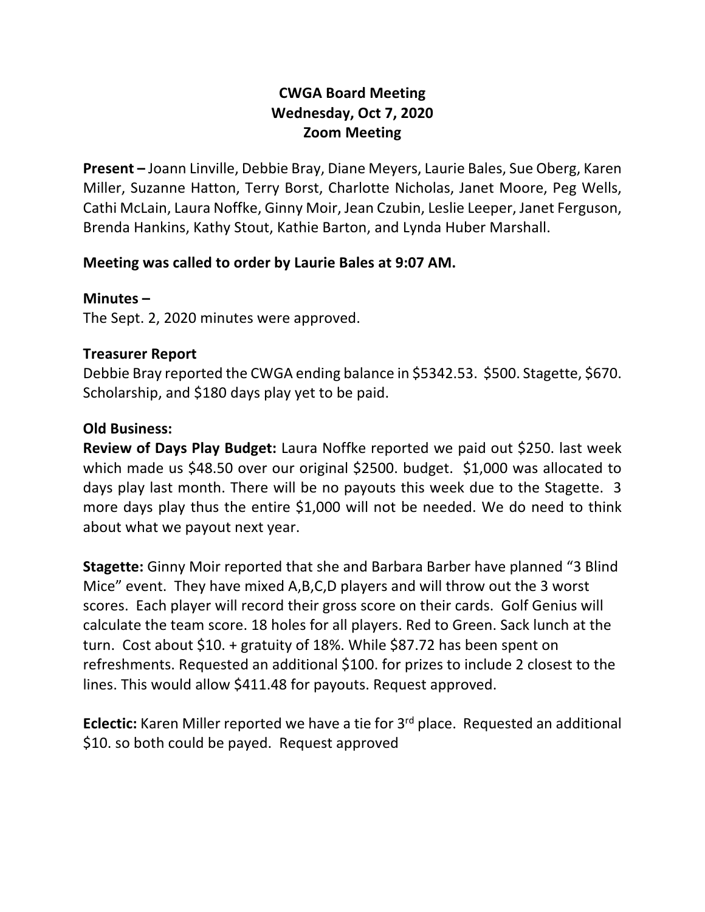# CWGA Board Meeting
## Wednesday, Oct 7, 2020
## Zoom Meeting

**Present –** Joann Linville, Debbie Bray, Diane Meyers, Laurie Bales, Sue Oberg, Karen Miller, Suzanne Hatton, Terry Borst, Charlotte Nicholas, Janet Moore, Peg Wells, Cathi McLain, Laura Noffke, Ginny Moir, Jean Czubin, Leslie Leeper, Janet Ferguson, Brenda Hankins, Kathy Stout, Kathie Barton, and Lynda Huber Marshall.

**Meeting was called to order by Laurie Bales at 9:07 AM.**

**Minutes –**

The Sept. 2, 2020 minutes were approved.

**Treasurer Report**

Debbie Bray reported the CWGA ending balance in $5342.53. $500. Stagette, $670. Scholarship, and $180 days play yet to be paid.

**Old Business:**

**Review of Days Play Budget:** Laura Noffke reported we paid out $250. last week which made us $48.50 over our original $2500. budget. $1,000 was allocated to days play last month. There will be no payouts this week due to the Stagette. 3 more days play thus the entire $1,000 will not be needed. We do need to think about what we payout next year.

**Stagette:** Ginny Moir reported that she and Barbara Barber have planned "3 Blind Mice" event. They have mixed A,B,C,D players and will throw out the 3 worst scores. Each player will record their gross score on their cards. Golf Genius will calculate the team score. 18 holes for all players. Red to Green. Sack lunch at the turn. Cost about $10. + gratuity of 18%. While $87.72 has been spent on refreshments. Requested an additional $100. for prizes to include 2 closest to the lines. This would allow $411.48 for payouts. Request approved.

**Eclectic:** Karen Miller reported we have a tie for 3rd place. Requested an additional $10. so both could be payed. Request approved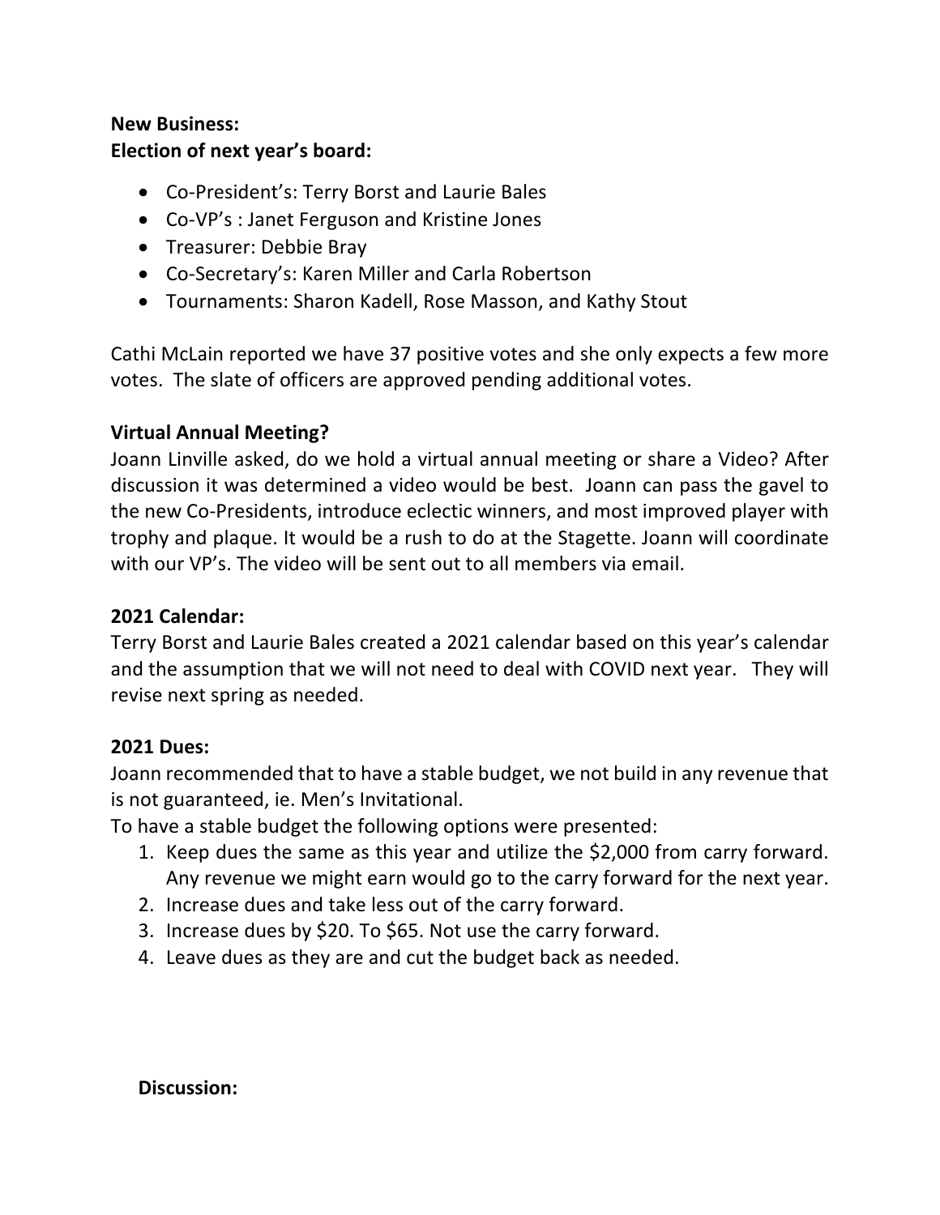**New Business:**
**Election of next year's board:**

- Co-President's: Terry Borst and Laurie Bales
- Co-VP's : Janet Ferguson and Kristine Jones
- Treasurer: Debbie Bray
- Co-Secretary's: Karen Miller and Carla Robertson
- Tournaments: Sharon Kadell, Rose Masson, and Kathy Stout

Cathi McLain reported we have 37 positive votes and she only expects a few more votes. The slate of officers are approved pending additional votes.

**Virtual Annual Meeting?**
Joann Linville asked, do we hold a virtual annual meeting or share a Video? After discussion it was determined a video would be best. Joann can pass the gavel to the new Co-Presidents, introduce eclectic winners, and most improved player with trophy and plaque. It would be a rush to do at the Stagette. Joann will coordinate with our VP's. The video will be sent out to all members via email.

**2021 Calendar:**
Terry Borst and Laurie Bales created a 2021 calendar based on this year's calendar and the assumption that we will not need to deal with COVID next year. They will revise next spring as needed.

**2021 Dues:**
Joann recommended that to have a stable budget, we not build in any revenue that is not guaranteed, ie. Men's Invitational.
To have a stable budget the following options were presented:

1. Keep dues the same as this year and utilize the $2,000 from carry forward. Any revenue we might earn would go to the carry forward for the next year.
2. Increase dues and take less out of the carry forward.
3. Increase dues by $20. To $65. Not use the carry forward.
4. Leave dues as they are and cut the budget back as needed.

**Discussion:**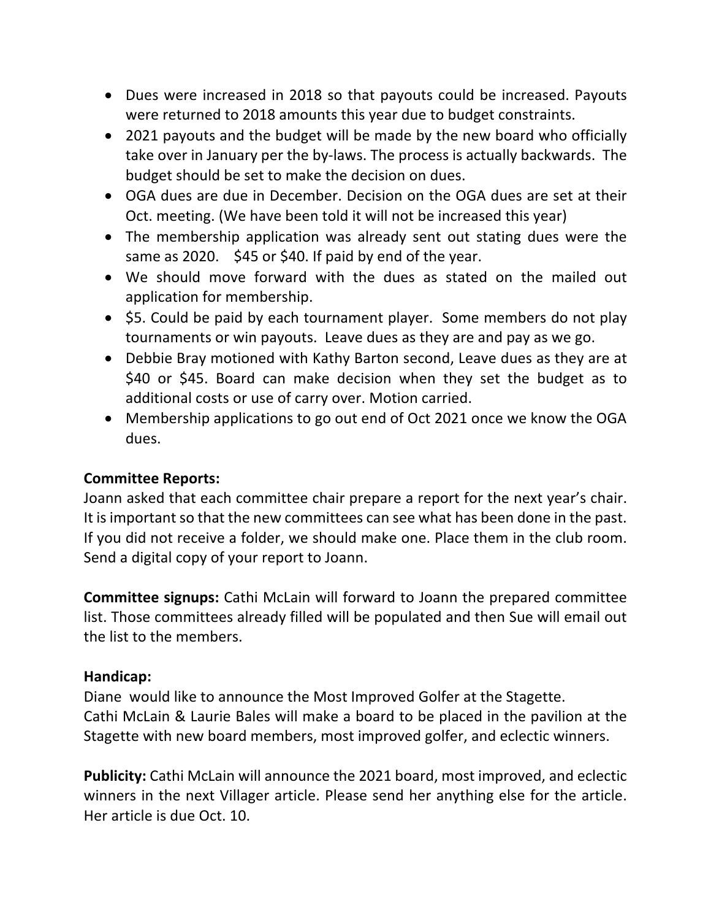- Dues were increased in 2018 so that payouts could be increased. Payouts were returned to 2018 amounts this year due to budget constraints.
- 2021 payouts and the budget will be made by the new board who officially take over in January per the by-laws. The process is actually backwards. The budget should be set to make the decision on dues.
- OGA dues are due in December. Decision on the OGA dues are set at their Oct. meeting. (We have been told it will not be increased this year)
- The membership application was already sent out stating dues were the same as 2020. $45 or $40. If paid by end of the year.
- We should move forward with the dues as stated on the mailed out application for membership.
- $5. Could be paid by each tournament player. Some members do not play tournaments or win payouts. Leave dues as they are and pay as we go.
- Debbie Bray motioned with Kathy Barton second, Leave dues as they are at $40 or $45. Board can make decision when they set the budget as to additional costs or use of carry over. Motion carried.
- Membership applications to go out end of Oct 2021 once we know the OGA dues.

**Committee Reports:**
Joann asked that each committee chair prepare a report for the next year's chair. It is important so that the new committees can see what has been done in the past. If you did not receive a folder, we should make one. Place them in the club room. Send a digital copy of your report to Joann.

**Committee signups:** Cathi McLain will forward to Joann the prepared committee list. Those committees already filled will be populated and then Sue will email out the list to the members.

**Handicap:**
Diane would like to announce the Most Improved Golfer at the Stagette.
Cathi McLain & Laurie Bales will make a board to be placed in the pavilion at the Stagette with new board members, most improved golfer, and eclectic winners.

**Publicity:** Cathi McLain will announce the 2021 board, most improved, and eclectic winners in the next Villager article. Please send her anything else for the article. Her article is due Oct. 10.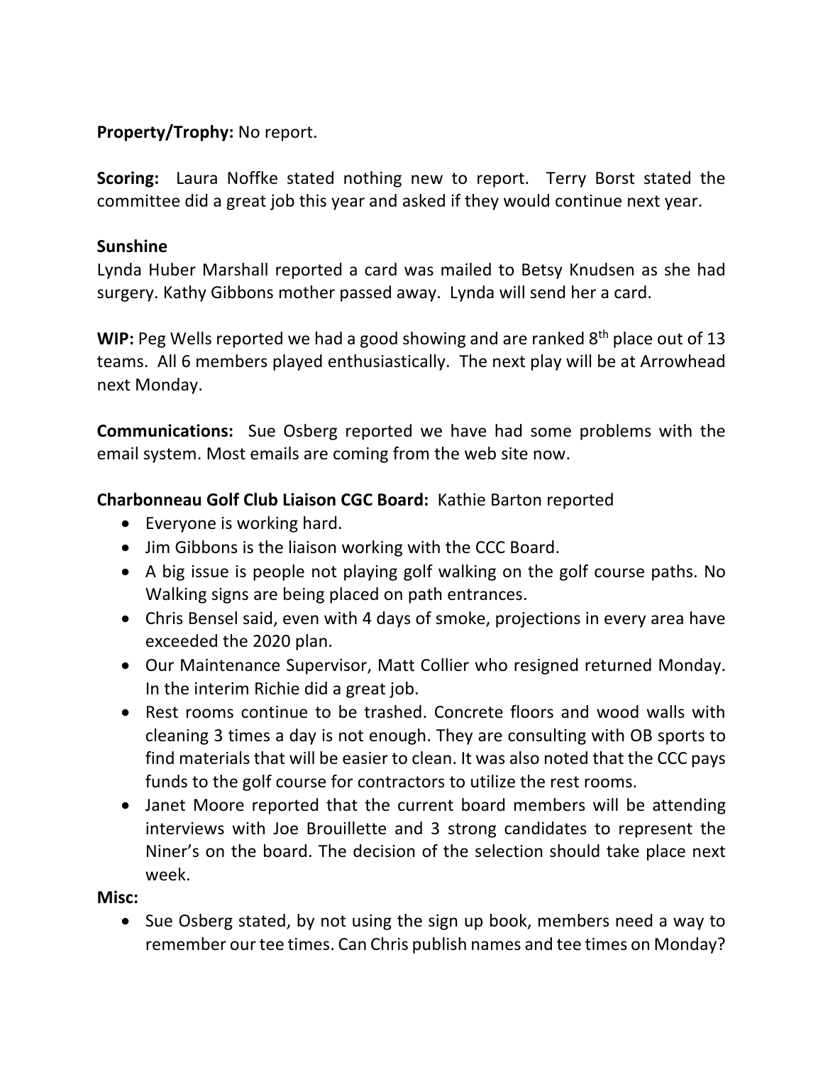**Property/Trophy:** No report.

**Scoring:** Laura Noffke stated nothing new to report. Terry Borst stated the committee did a great job this year and asked if they would continue next year.

**Sunshine**

Lynda Huber Marshall reported a card was mailed to Betsy Knudsen as she had surgery. Kathy Gibbons mother passed away. Lynda will send her a card.

**WIP:** Peg Wells reported we had a good showing and are ranked 8th place out of 13 teams. All 6 members played enthusiastically. The next play will be at Arrowhead next Monday.

**Communications:** Sue Osberg reported we have had some problems with the email system. Most emails are coming from the web site now.

**Charbonneau Golf Club Liaison CGC Board:** Kathie Barton reported

- Everyone is working hard.
- Jim Gibbons is the liaison working with the CCC Board.
- A big issue is people not playing golf walking on the golf course paths. No Walking signs are being placed on path entrances.
- Chris Bensel said, even with 4 days of smoke, projections in every area have exceeded the 2020 plan.
- Our Maintenance Supervisor, Matt Collier who resigned returned Monday. In the interim Richie did a great job.
- Rest rooms continue to be trashed. Concrete floors and wood walls with cleaning 3 times a day is not enough. They are consulting with OB sports to find materials that will be easier to clean. It was also noted that the CCC pays funds to the golf course for contractors to utilize the rest rooms.
- Janet Moore reported that the current board members will be attending interviews with Joe Brouillette and 3 strong candidates to represent the Niner's on the board. The decision of the selection should take place next week.

**Misc:**

- Sue Osberg stated, by not using the sign up book, members need a way to remember our tee times. Can Chris publish names and tee times on Monday?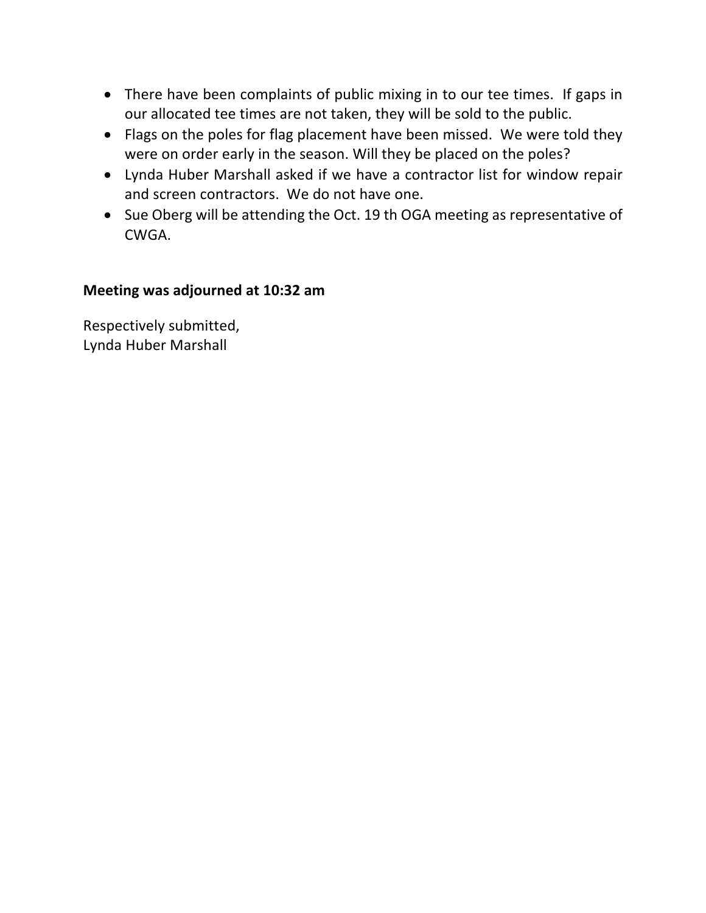- There have been complaints of public mixing in to our tee times. If gaps in our allocated tee times are not taken, they will be sold to the public.
- Flags on the poles for flag placement have been missed. We were told they were on order early in the season. Will they be placed on the poles?
- Lynda Huber Marshall asked if we have a contractor list for window repair and screen contractors. We do not have one.
- Sue Oberg will be attending the Oct. 19 th OGA meeting as representative of CWGA.

**Meeting was adjourned at 10:32 am**

Respectively submitted,
Lynda Huber Marshall